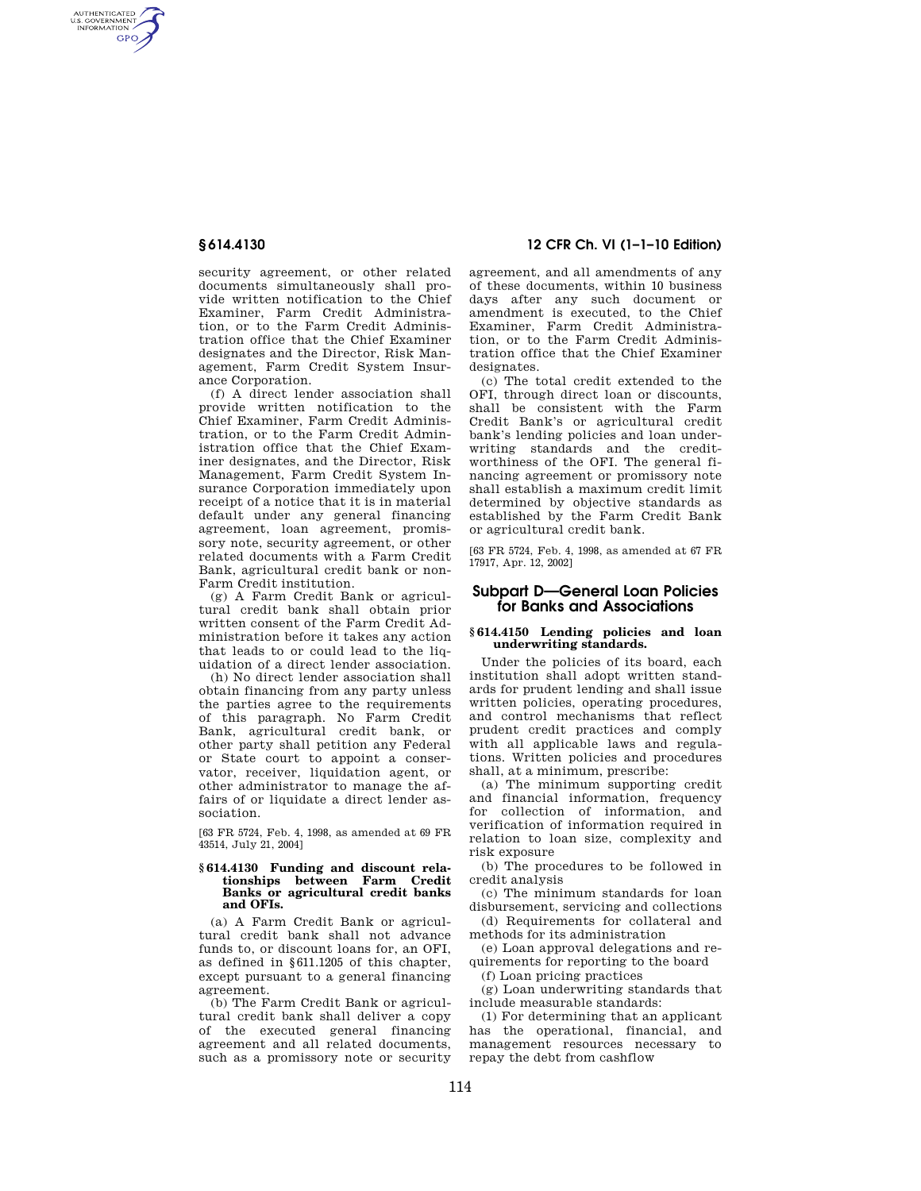security agreement, or other related documents simultaneously shall provide written notification to the Chief Examiner, Farm Credit Administration, or to the Farm Credit Administration office that the Chief Examiner designates and the Director, Risk Management, Farm Credit System Insurance Corporation.

(f) A direct lender association shall provide written notification to the Chief Examiner, Farm Credit Administration, or to the Farm Credit Administration office that the Chief Examiner designates, and the Director, Risk Management, Farm Credit System Insurance Corporation immediately upon receipt of a notice that it is in material default under any general financing agreement, loan agreement, promissory note, security agreement, or other related documents with a Farm Credit Bank, agricultural credit bank or non-Farm Credit institution.

(g) A Farm Credit Bank or agricultural credit bank shall obtain prior written consent of the Farm Credit Administration before it takes any action that leads to or could lead to the liquidation of a direct lender association.

(h) No direct lender association shall obtain financing from any party unless the parties agree to the requirements of this paragraph. No Farm Credit Bank, agricultural credit bank, or other party shall petition any Federal or State court to appoint a conservator, receiver, liquidation agent, or other administrator to manage the affairs of or liquidate a direct lender association.

[63 FR 5724, Feb. 4, 1998, as amended at 69 FR 43514, July 21, 2004]

### § 614.4130 Funding and discount relationships between Farm Credit Banks or agricultural credit banks and OFIs.

(a) A Farm Credit Bank or agricultural credit bank shall not advance funds to, or discount loans for, an OFI, as defined in § 611.1205 of this chapter, except pursuant to a general financing agreement.

(b) The Farm Credit Bank or agricultural credit bank shall deliver a copy of the executed general financing agreement and all related documents, such as a promissory note or security agreement, and all amendments of any of these documents, within 10 business days after any such document or amendment is executed, to the Chief Examiner, Farm Credit Administration, or to the Farm Credit Administration office that the Chief Examiner designates.

(c) The total credit extended to the OFI, through direct loan or discounts, shall be consistent with the Farm Credit Bank's or agricultural credit bank's lending policies and loan underwriting standards and the creditworthiness of the OFI. The general financing agreement or promissory note shall establish a maximum credit limit determined by objective standards as established by the Farm Credit Bank or agricultural credit bank.

[63 FR 5724, Feb. 4, 1998, as amended at 67 FR 17917, Apr. 12, 2002]

## Subpart D—General Loan Policies for Banks and Associations

### § 614.4150 Lending policies and loan underwriting standards.

Under the policies of its board, each institution shall adopt written standards for prudent lending and shall issue written policies, operating procedures, and control mechanisms that reflect prudent credit practices and comply with all applicable laws and regulations. Written policies and procedures shall, at a minimum, prescribe:

(a) The minimum supporting credit and financial information, frequency for collection of information, and verification of information required in relation to loan size, complexity and risk exposure

(b) The procedures to be followed in credit analysis

(c) The minimum standards for loan disbursement, servicing and collections

(d) Requirements for collateral and methods for its administration

(e) Loan approval delegations and requirements for reporting to the board

(f) Loan pricing practices

(g) Loan underwriting standards that include measurable standards:

(1) For determining that an applicant has the operational, financial, and management resources necessary to repay the debt from cashflow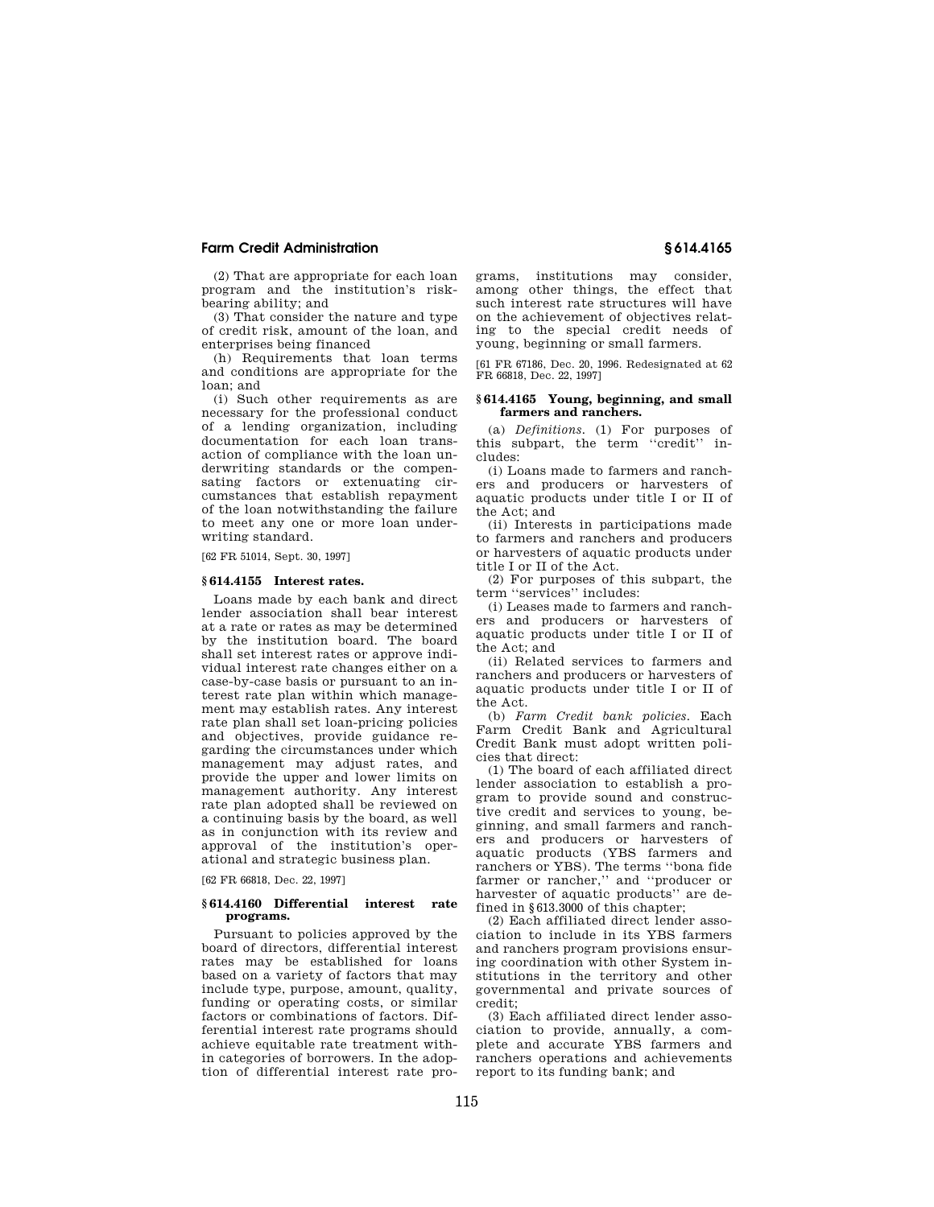(2) That are appropriate for each loan program and the institution's risk-bearing ability; and

(3) That consider the nature and type of credit risk, amount of the loan, and enterprises being financed

(h) Requirements that loan terms and conditions are appropriate for the loan; and

(i) Such other requirements as are necessary for the professional conduct of a lending organization, including documentation for each loan transaction of compliance with the loan underwriting standards or the compensating factors or extenuating circumstances that establish repayment of the loan notwithstanding the failure to meet any one or more loan underwriting standard.

[62 FR 51014, Sept. 30, 1997]

### § 614.4155 Interest rates.

Loans made by each bank and direct lender association shall bear interest at a rate or rates as may be determined by the institution board. The board shall set interest rates or approve individual interest rate changes either on a case-by-case basis or pursuant to an interest rate plan within which management may establish rates. Any interest rate plan shall set loan-pricing policies and objectives, provide guidance regarding the circumstances under which management may adjust rates, and provide the upper and lower limits on management authority. Any interest rate plan adopted shall be reviewed on a continuing basis by the board, as well as in conjunction with its review and approval of the institution's operational and strategic business plan.

[62 FR 66818, Dec. 22, 1997]

### § 614.4160 Differential interest rate programs.

Pursuant to policies approved by the board of directors, differential interest rates may be established for loans based on a variety of factors that may include type, purpose, amount, quality, funding or operating costs, or similar factors or combinations of factors. Differential interest rate programs should achieve equitable rate treatment within categories of borrowers. In the adoption of differential interest rate programs, institutions may consider, among other things, the effect that such interest rate structures will have on the achievement of objectives relating to the special credit needs of young, beginning or small farmers.

[61 FR 67186, Dec. 20, 1996. Redesignated at 62 FR 66818, Dec. 22, 1997]

### § 614.4165 Young, beginning, and small farmers and ranchers.

(a) *Definitions.* (1) For purposes of this subpart, the term ''credit'' includes:

(i) Loans made to farmers and ranchers and producers or harvesters of aquatic products under title I or II of the Act; and

(ii) Interests in participations made to farmers and ranchers and producers or harvesters of aquatic products under title I or II of the Act.

(2) For purposes of this subpart, the term ''services'' includes:

(i) Leases made to farmers and ranchers and producers or harvesters of aquatic products under title I or II of the Act; and

(ii) Related services to farmers and ranchers and producers or harvesters of aquatic products under title I or II of the Act.

(b) *Farm Credit bank policies.* Each Farm Credit Bank and Agricultural Credit Bank must adopt written policies that direct:

(1) The board of each affiliated direct lender association to establish a program to provide sound and constructive credit and services to young, beginning, and small farmers and ranchers and producers or harvesters of aquatic products (YBS farmers and ranchers or YBS). The terms ''bona fide farmer or rancher,'' and ''producer or harvester of aquatic products'' are defined in § 613.3000 of this chapter;

(2) Each affiliated direct lender association to include in its YBS farmers and ranchers program provisions ensuring coordination with other System institutions in the territory and other governmental and private sources of credit;

(3) Each affiliated direct lender association to provide, annually, a complete and accurate YBS farmers and ranchers operations and achievements report to its funding bank; and